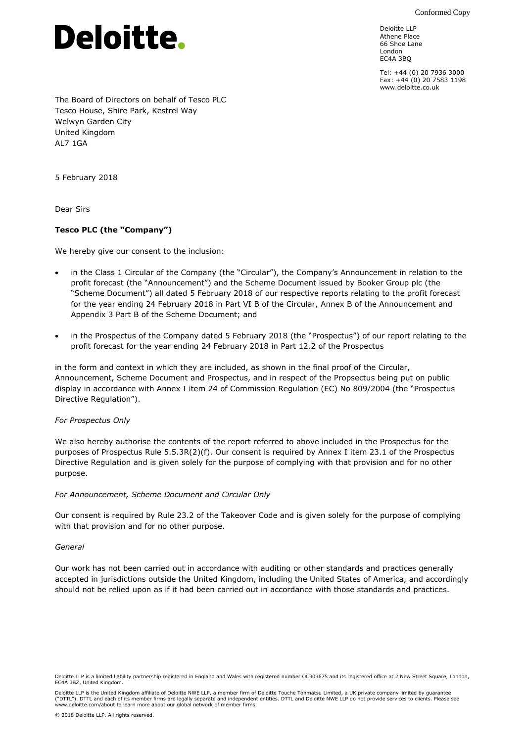Conformed Copy

# Deloitte.

Deloitte LLP
Athene Place
66 Shoe Lane
London
EC4A 3BQ

Tel: +44 (0) 20 7936 3000
Fax: +44 (0) 20 7583 1198
www.deloitte.co.uk

The Board of Directors on behalf of Tesco PLC
Tesco House, Shire Park, Kestrel Way
Welwyn Garden City
United Kingdom
AL7 1GA

5 February 2018

Dear Sirs

**Tesco PLC (the "Company")**

We hereby give our consent to the inclusion:

- in the Class 1 Circular of the Company (the "Circular"), the Company's Announcement in relation to the profit forecast (the "Announcement") and the Scheme Document issued by Booker Group plc (the "Scheme Document") all dated 5 February 2018 of our respective reports relating to the profit forecast for the year ending 24 February 2018 in Part VI B of the Circular, Annex B of the Announcement and Appendix 3 Part B of the Scheme Document; and
- in the Prospectus of the Company dated 5 February 2018 (the "Prospectus") of our report relating to the profit forecast for the year ending 24 February 2018 in Part 12.2 of the Prospectus

in the form and context in which they are included, as shown in the final proof of the Circular, Announcement, Scheme Document and Prospectus, and in respect of the Propsectus being put on public display in accordance with Annex I item 24 of Commission Regulation (EC) No 809/2004 (the "Prospectus Directive Regulation").

*For Prospectus Only*

We also hereby authorise the contents of the report referred to above included in the Prospectus for the purposes of Prospectus Rule 5.5.3R(2)(f). Our consent is required by Annex I item 23.1 of the Prospectus Directive Regulation and is given solely for the purpose of complying with that provision and for no other purpose.

*For Announcement, Scheme Document and Circular Only*

Our consent is required by Rule 23.2 of the Takeover Code and is given solely for the purpose of complying with that provision and for no other purpose.

*General*

Our work has not been carried out in accordance with auditing or other standards and practices generally accepted in jurisdictions outside the United Kingdom, including the United States of America, and accordingly should not be relied upon as if it had been carried out in accordance with those standards and practices.

Deloitte LLP is a limited liability partnership registered in England and Wales with registered number OC303675 and its registered office at 2 New Street Square, London, EC4A 3BZ, United Kingdom.

Deloitte LLP is the United Kingdom affiliate of Deloitte NWE LLP, a member firm of Deloitte Touche Tohmatsu Limited, a UK private company limited by guarantee ("DTTL"). DTTL and each of its member firms are legally separate and independent entities. DTTL and Deloitte NWE LLP do not provide services to clients. Please see www.deloitte.com/about to learn more about our global network of member firms.

© 2018 Deloitte LLP. All rights reserved.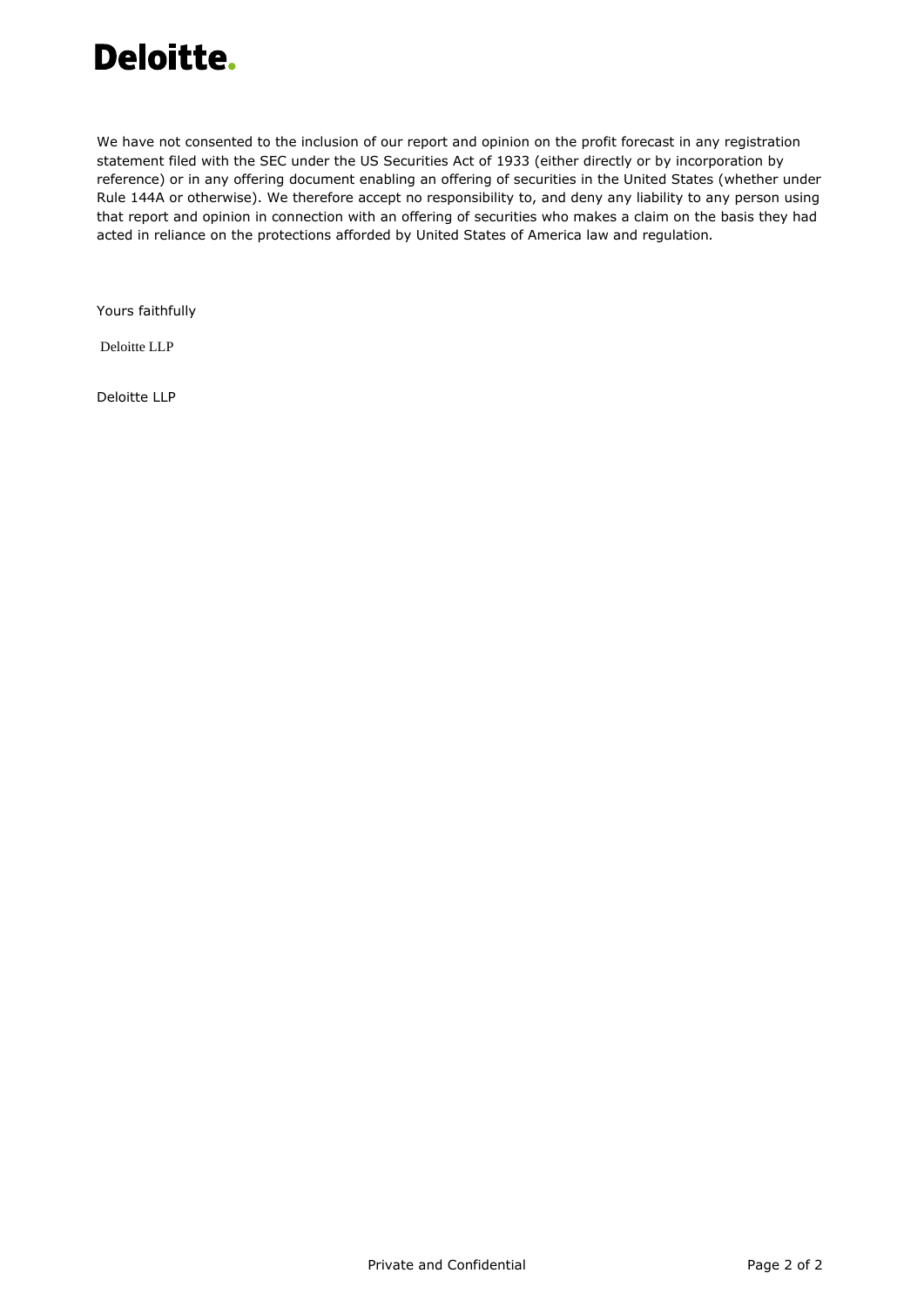Deloitte.

We have not consented to the inclusion of our report and opinion on the profit forecast in any registration statement filed with the SEC under the US Securities Act of 1933 (either directly or by incorporation by reference) or in any offering document enabling an offering of securities in the United States (whether under Rule 144A or otherwise). We therefore accept no responsibility to, and deny any liability to any person using that report and opinion in connection with an offering of securities who makes a claim on the basis they had acted in reliance on the protections afforded by United States of America law and regulation.

Yours faithfully

Deloitte LLP

Deloitte LLP

Private and Confidential